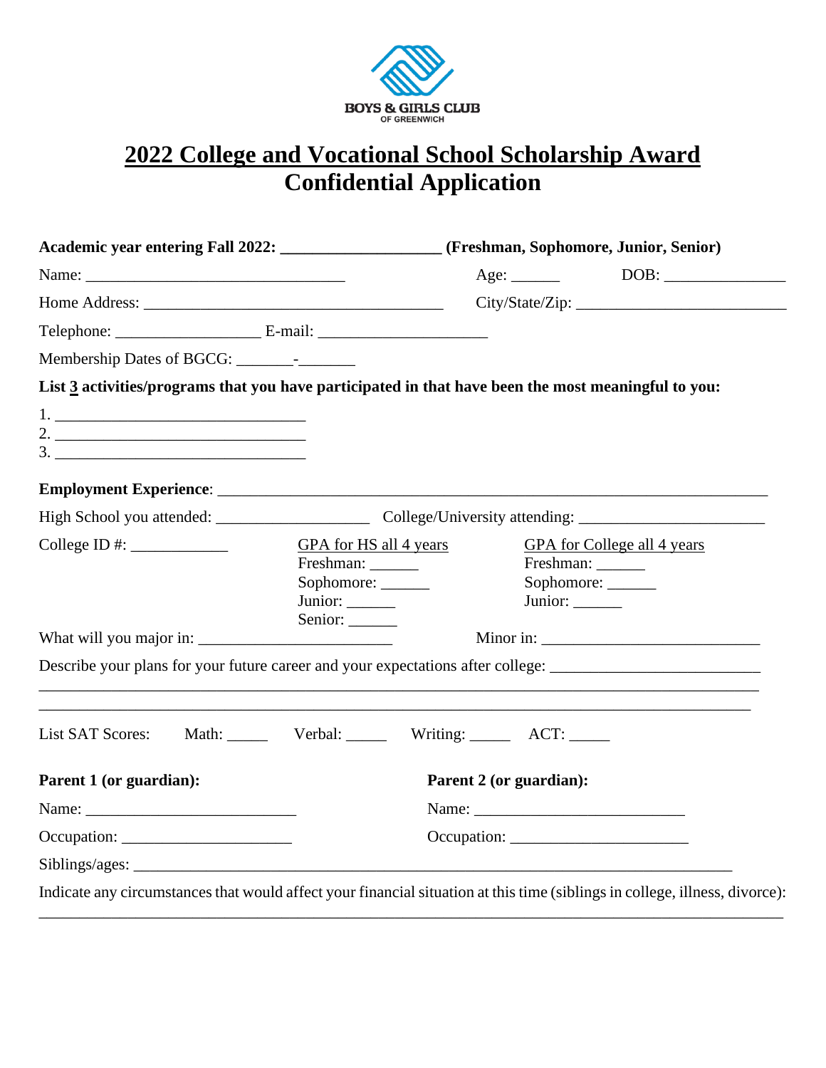BOYS & GIRLS CLUB
OF GREENWICH

# 2022 College and Vocational School Scholarship Award
# Confidential Application

**Academic year entering Fall 2022: ___________________ (Freshman, Sophomore, Junior, Senior)**

Name: ________________________________ Age: ______ DOB: _______________

Home Address: ______________________________________ City/State/Zip: __________________________

Telephone: __________________ E-mail: _____________________

Membership Dates of BGCG: _______-_______

**List 3 activities/programs that you have participated in that have been the most meaningful to you:**

1. ________________________________
2. ________________________________
3. ________________________________

**Employment Experience**: ______________________________________________________________________

High School you attended: ___________________ College/University attending: _______________________

College ID #: ____________

GPA for HS all 4 years
Freshman: ______
Sophomore: ______
Junior: ______
Senior: ______

GPA for College all 4 years
Freshman: ______
Sophomore: ______
Junior: ______

What will you major in: ________________________ Minor in: ___________________________

Describe your plans for your future career and your expectations after college: _________________________
_____________________________________________________________________________________________
_____________________________________________________________________________________________

List SAT Scores: Math: _____ Verbal: _____ Writing: _____ ACT: _____

**Parent 1 (or guardian):**

Name: __________________________

Occupation: _____________________

**Parent 2 (or guardian):**

Name: __________________________

Occupation: ______________________

Siblings/ages: ___________________________________________________________________________

Indicate any circumstances that would affect your financial situation at this time (siblings in college, illness, divorce):
_____________________________________________________________________________________________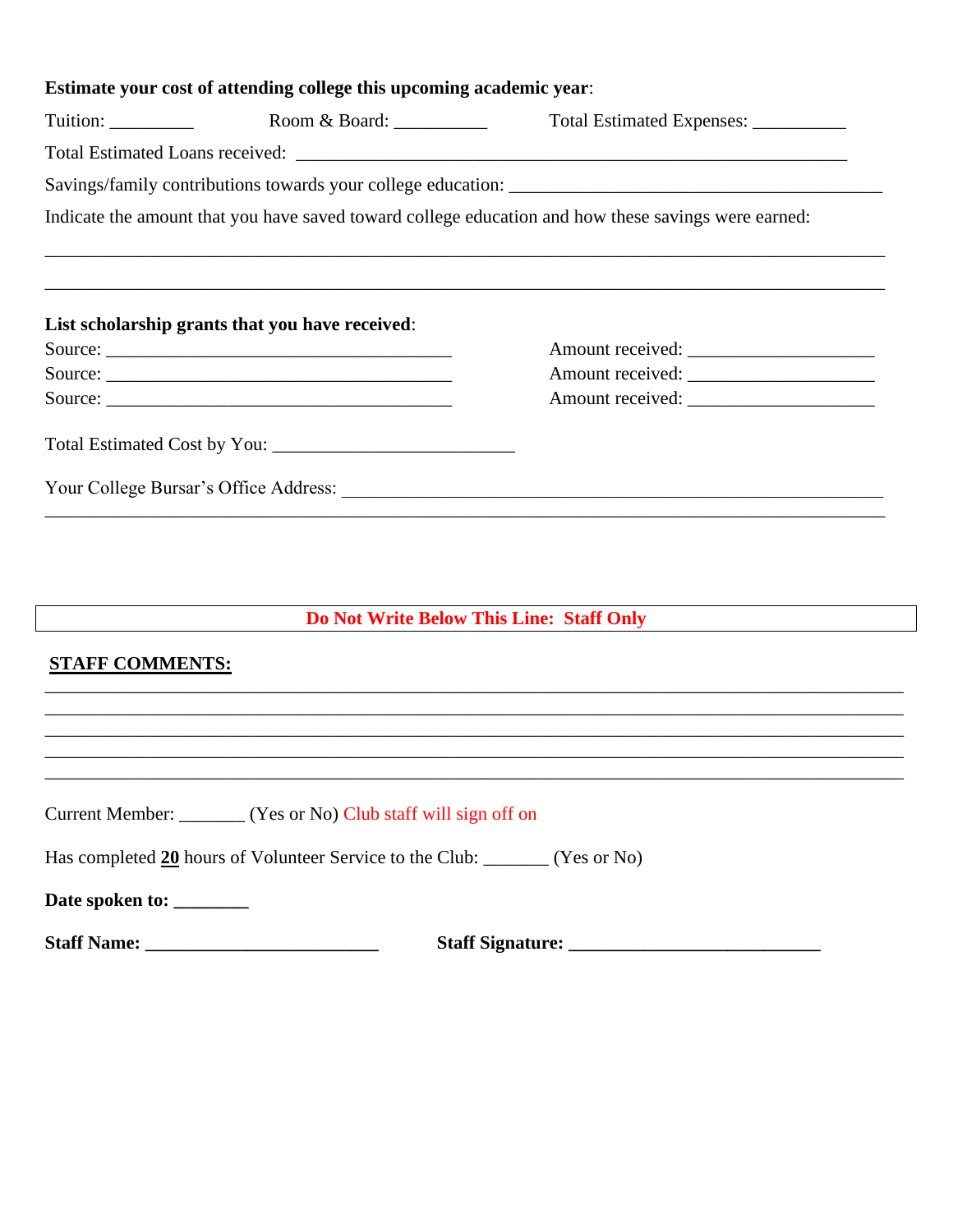**Estimate your cost of attending college this upcoming academic year**:

Tuition: _________ Room & Board: __________ Total Estimated Expenses: __________

Total Estimated Loans received: ____________________________________________________________

Savings/family contributions towards your college education: _________________________________________

Indicate the amount that you have saved toward college education and how these savings were earned:

_____________________________________________________________________________________________

_____________________________________________________________________________________________

**List scholarship grants that you have received**:

Source: ______________________________________ Amount received: ____________________

Source: ______________________________________ Amount received: ____________________

Source: ______________________________________ Amount received: ____________________

Total Estimated Cost by You: __________________________

Your College Bursar's Office Address: ___________________________________________________________

_____________________________________________________________________________________________

**Do Not Write Below This Line: Staff Only**

**STAFF COMMENTS:**

_____________________________________________________________________________________________

_____________________________________________________________________________________________

_____________________________________________________________________________________________

_____________________________________________________________________________________________

_____________________________________________________________________________________________

Current Member: _______ (Yes or No) Club staff will sign off on

Has completed **20** hours of Volunteer Service to the Club: _______ (Yes or No)

**Date spoken to: ________**

**Staff Name: _________________________ Staff Signature: ___________________________**